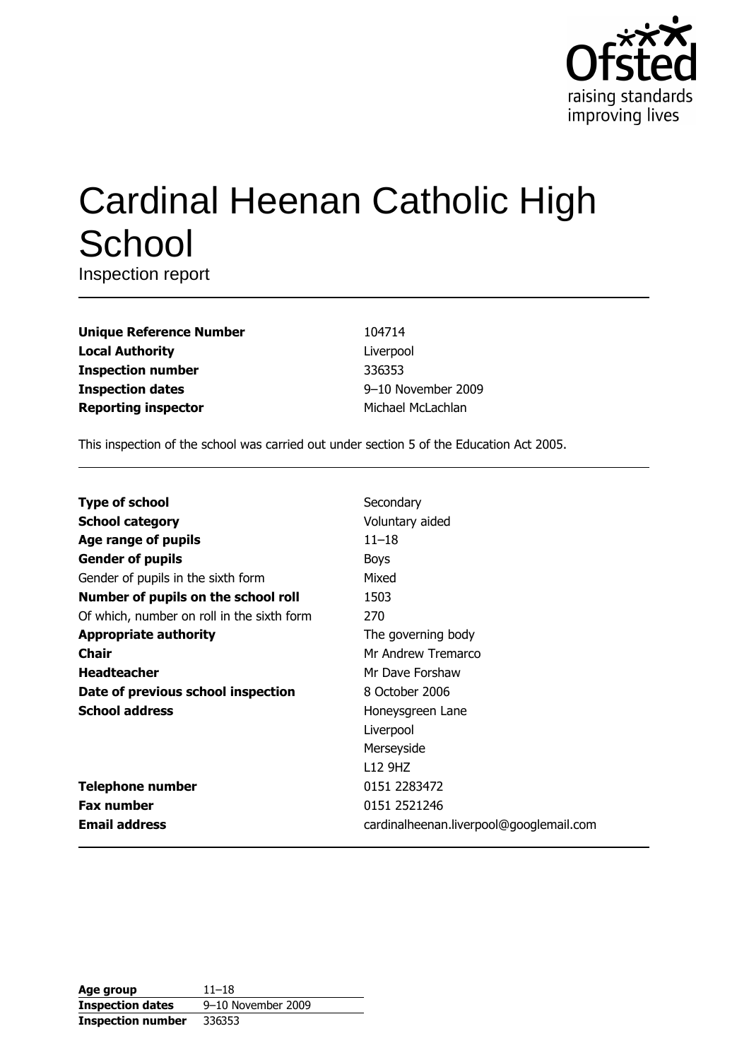# Cardinal Heenan Catholic High School

Inspection report

| | |
|---|---|
| **Unique Reference Number** | 104714 |
| **Local Authority** | Liverpool |
| **Inspection number** | 336353 |
| **Inspection dates** | 9–10 November 2009 |
| **Reporting inspector** | Michael McLachlan |

This inspection of the school was carried out under section 5 of the Education Act 2005.

| | |
|---|---|
| **Type of school** | Secondary |
| **School category** | Voluntary aided |
| **Age range of pupils** | 11–18 |
| **Gender of pupils** | Boys |
| Gender of pupils in the sixth form | Mixed |
| **Number of pupils on the school roll** | 1503 |
| Of which, number on roll in the sixth form | 270 |
| **Appropriate authority** | The governing body |
| **Chair** | Mr Andrew Tremarco |
| **Headteacher** | Mr Dave Forshaw |
| **Date of previous school inspection** | 8 October 2006 |
| **School address** | Honeysgreen Lane<br>Liverpool<br>Merseyside<br>L12 9HZ |
| **Telephone number** | 0151 2283472 |
| **Fax number** | 0151 2521246 |
| **Email address** | cardinalheenan.liverpool@googlemail.com |

| | |
|---|---|
| **Age group** | 11–18 |
| **Inspection dates** | 9–10 November 2009 |
| **Inspection number** | 336353 |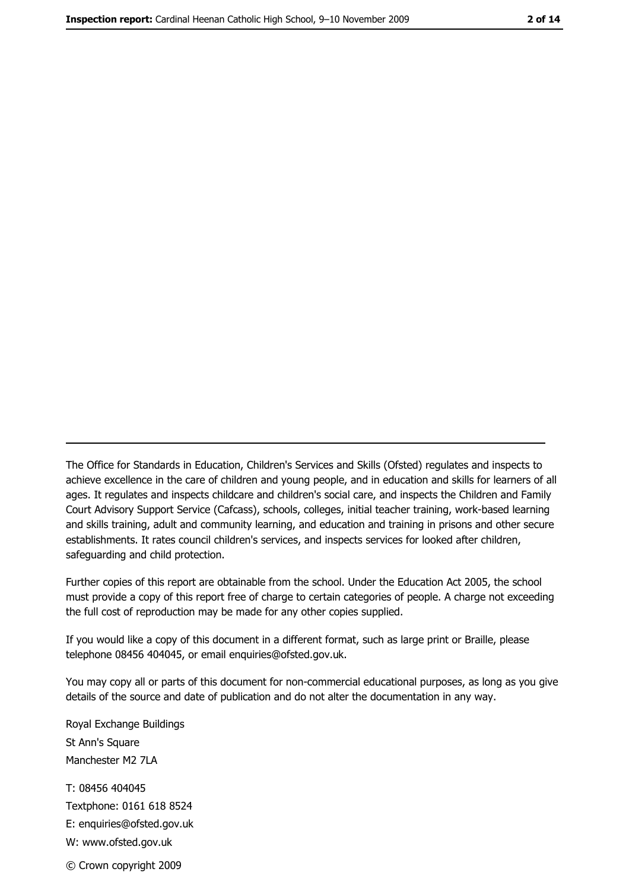The Office for Standards in Education, Children's Services and Skills (Ofsted) regulates and inspects to achieve excellence in the care of children and young people, and in education and skills for learners of all ages. It regulates and inspects childcare and children's social care, and inspects the Children and Family Court Advisory Support Service (Cafcass), schools, colleges, initial teacher training, work-based learning and skills training, adult and community learning, and education and training in prisons and other secure establishments. It rates council children's services, and inspects services for looked after children, safeguarding and child protection.

Further copies of this report are obtainable from the school. Under the Education Act 2005, the school must provide a copy of this report free of charge to certain categories of people. A charge not exceeding the full cost of reproduction may be made for any other copies supplied.

If you would like a copy of this document in a different format, such as large print or Braille, please telephone 08456 404045, or email enquiries@ofsted.gov.uk.

You may copy all or parts of this document for non-commercial educational purposes, as long as you give details of the source and date of publication and do not alter the documentation in any way.

Royal Exchange Buildings
St Ann's Square
Manchester M2 7LA

T: 08456 404045
Textphone: 0161 618 8524
E: enquiries@ofsted.gov.uk
W: www.ofsted.gov.uk

© Crown copyright 2009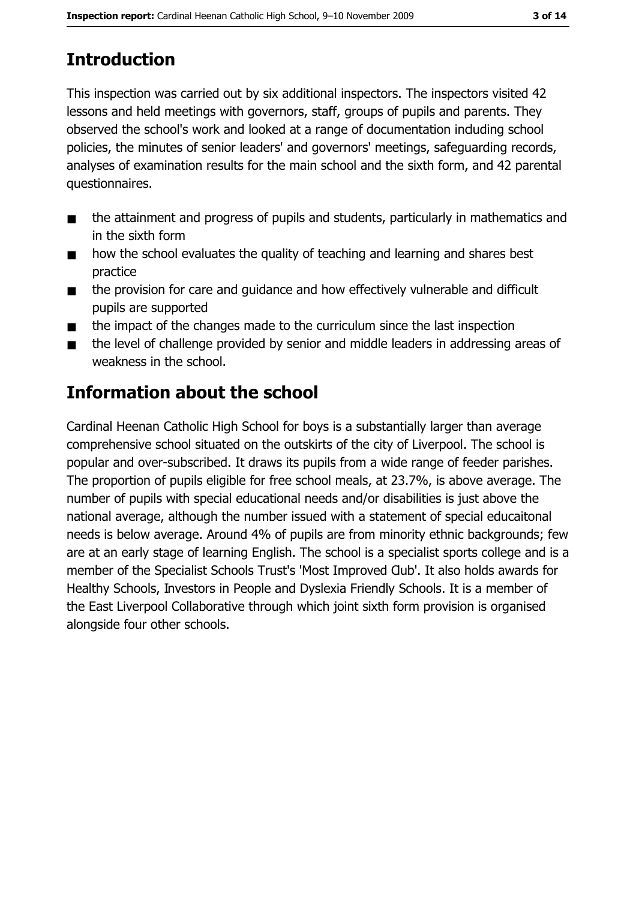## Introduction

This inspection was carried out by six additional inspectors. The inspectors visited 42 lessons and held meetings with governors, staff, groups of pupils and parents. They observed the school's work and looked at a range of documentation including school policies, the minutes of senior leaders' and governors' meetings, safeguarding records, analyses of examination results for the main school and the sixth form, and 42 parental questionnaires.

- the attainment and progress of pupils and students, particularly in mathematics and in the sixth form
- how the school evaluates the quality of teaching and learning and shares best practice
- the provision for care and guidance and how effectively vulnerable and difficult pupils are supported
- the impact of the changes made to the curriculum since the last inspection
- the level of challenge provided by senior and middle leaders in addressing areas of weakness in the school.

## Information about the school

Cardinal Heenan Catholic High School for boys is a substantially larger than average comprehensive school situated on the outskirts of the city of Liverpool. The school is popular and over-subscribed. It draws its pupils from a wide range of feeder parishes. The proportion of pupils eligible for free school meals, at 23.7%, is above average. The number of pupils with special educational needs and/or disabilities is just above the national average, although the number issued with a statement of special educaitonal needs is below average. Around 4% of pupils are from minority ethnic backgrounds; few are at an early stage of learning English. The school is a specialist sports college and is a member of the Specialist Schools Trust's 'Most Improved Club'. It also holds awards for Healthy Schools, Investors in People and Dyslexia Friendly Schools. It is a member of the East Liverpool Collaborative through which joint sixth form provision is organised alongside four other schools.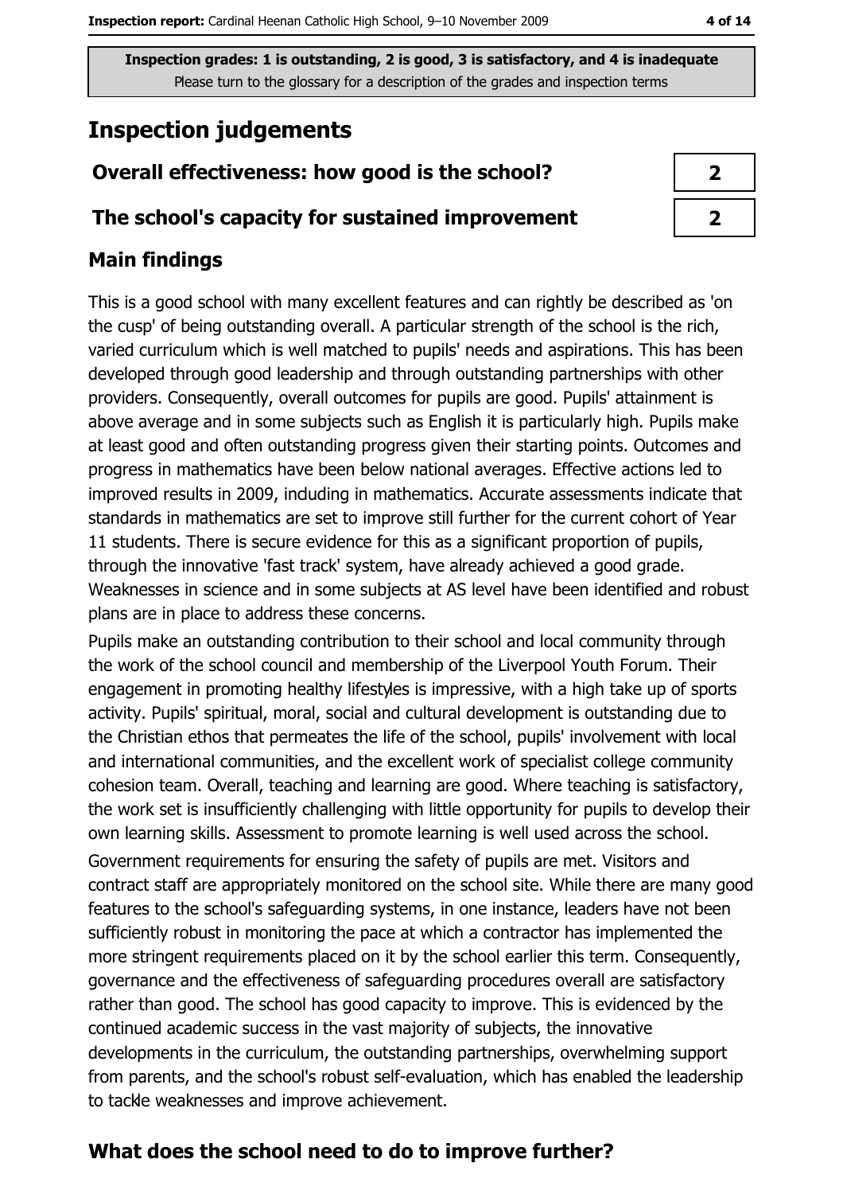Inspection grades: 1 is outstanding, 2 is good, 3 is satisfactory, and 4 is inadequate
Please turn to the glossary for a description of the grades and inspection terms

# Inspection judgements

| | |
|---|---|
| **Overall effectiveness: how good is the school?** | **2** |
| **The school's capacity for sustained improvement** | **2** |

## Main findings

This is a good school with many excellent features and can rightly be described as 'on the cusp' of being outstanding overall. A particular strength of the school is the rich, varied curriculum which is well matched to pupils' needs and aspirations. This has been developed through good leadership and through outstanding partnerships with other providers. Consequently, overall outcomes for pupils are good. Pupils' attainment is above average and in some subjects such as English it is particularly high. Pupils make at least good and often outstanding progress given their starting points. Outcomes and progress in mathematics have been below national averages. Effective actions led to improved results in 2009, including in mathematics. Accurate assessments indicate that standards in mathematics are set to improve still further for the current cohort of Year 11 students. There is secure evidence for this as a significant proportion of pupils, through the innovative 'fast track' system, have already achieved a good grade. Weaknesses in science and in some subjects at AS level have been identified and robust plans are in place to address these concerns.

Pupils make an outstanding contribution to their school and local community through the work of the school council and membership of the Liverpool Youth Forum. Their engagement in promoting healthy lifestyles is impressive, with a high take up of sports activity. Pupils' spiritual, moral, social and cultural development is outstanding due to the Christian ethos that permeates the life of the school, pupils' involvement with local and international communities, and the excellent work of specialist college community cohesion team. Overall, teaching and learning are good. Where teaching is satisfactory, the work set is insufficiently challenging with little opportunity for pupils to develop their own learning skills. Assessment to promote learning is well used across the school.

Government requirements for ensuring the safety of pupils are met. Visitors and contract staff are appropriately monitored on the school site. While there are many good features to the school's safeguarding systems, in one instance, leaders have not been sufficiently robust in monitoring the pace at which a contractor has implemented the more stringent requirements placed on it by the school earlier this term. Consequently, governance and the effectiveness of safeguarding procedures overall are satisfactory rather than good. The school has good capacity to improve. This is evidenced by the continued academic success in the vast majority of subjects, the innovative developments in the curriculum, the outstanding partnerships, overwhelming support from parents, and the school's robust self-evaluation, which has enabled the leadership to tackle weaknesses and improve achievement.

## What does the school need to do to improve further?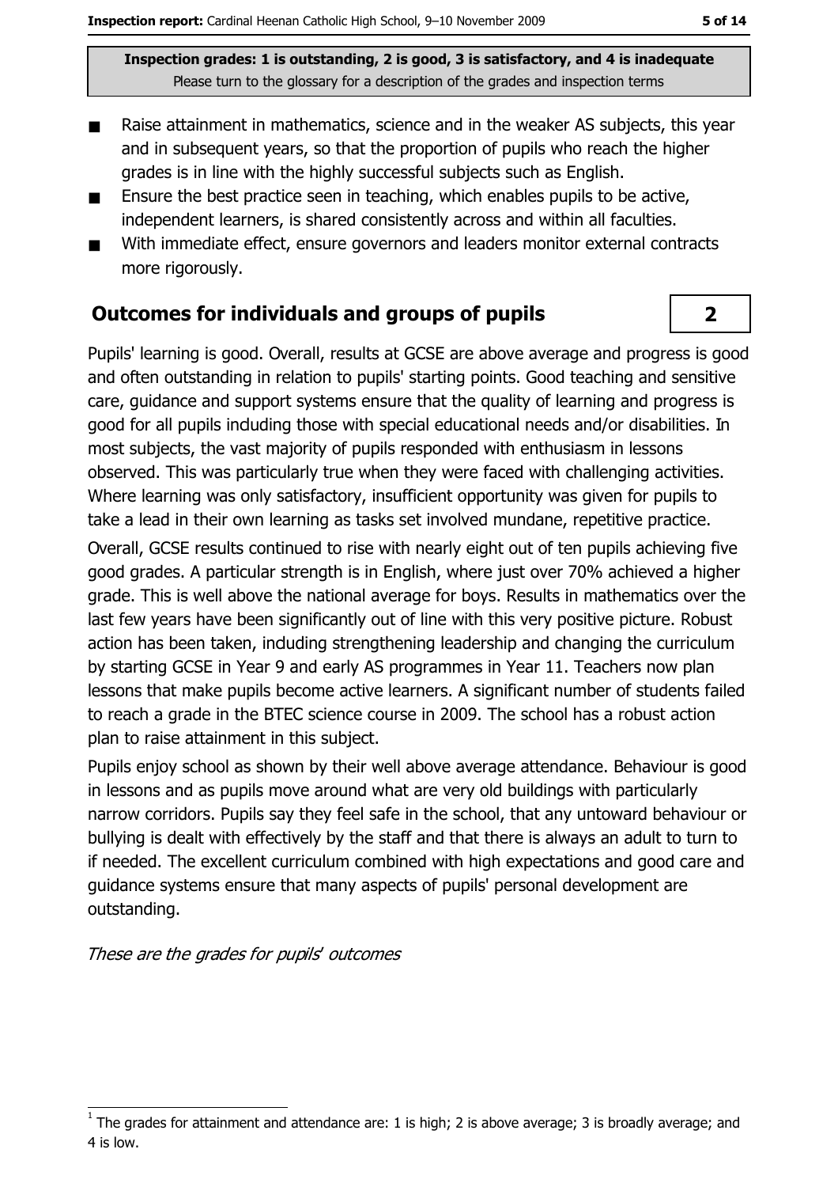**Inspection grades: 1 is outstanding, 2 is good, 3 is satisfactory, and 4 is inadequate**
Please turn to the glossary for a description of the grades and inspection terms

- Raise attainment in mathematics, science and in the weaker AS subjects, this year and in subsequent years, so that the proportion of pupils who reach the higher grades is in line with the highly successful subjects such as English.
- Ensure the best practice seen in teaching, which enables pupils to be active, independent learners, is shared consistently across and within all faculties.
- With immediate effect, ensure governors and leaders monitor external contracts more rigorously.

## Outcomes for individuals and groups of pupils

**2**

Pupils' learning is good. Overall, results at GCSE are above average and progress is good and often outstanding in relation to pupils' starting points. Good teaching and sensitive care, guidance and support systems ensure that the quality of learning and progress is good for all pupils induding those with special educational needs and/or disabilities. In most subjects, the vast majority of pupils responded with enthusiasm in lessons observed. This was particularly true when they were faced with challenging activities. Where learning was only satisfactory, insufficient opportunity was given for pupils to take a lead in their own learning as tasks set involved mundane, repetitive practice.

Overall, GCSE results continued to rise with nearly eight out of ten pupils achieving five good grades. A particular strength is in English, where just over 70% achieved a higher grade. This is well above the national average for boys. Results in mathematics over the last few years have been significantly out of line with this very positive picture. Robust action has been taken, induding strengthening leadership and changing the curriculum by starting GCSE in Year 9 and early AS programmes in Year 11. Teachers now plan lessons that make pupils become active learners. A significant number of students failed to reach a grade in the BTEC science course in 2009. The school has a robust action plan to raise attainment in this subject.

Pupils enjoy school as shown by their well above average attendance. Behaviour is good in lessons and as pupils move around what are very old buildings with particularly narrow corridors. Pupils say they feel safe in the school, that any untoward behaviour or bullying is dealt with effectively by the staff and that there is always an adult to turn to if needed. The excellent curriculum combined with high expectations and good care and guidance systems ensure that many aspects of pupils' personal development are outstanding.

*These are the grades for pupils' outcomes*

[1] The grades for attainment and attendance are: 1 is high; 2 is above average; 3 is broadly average; and 4 is low.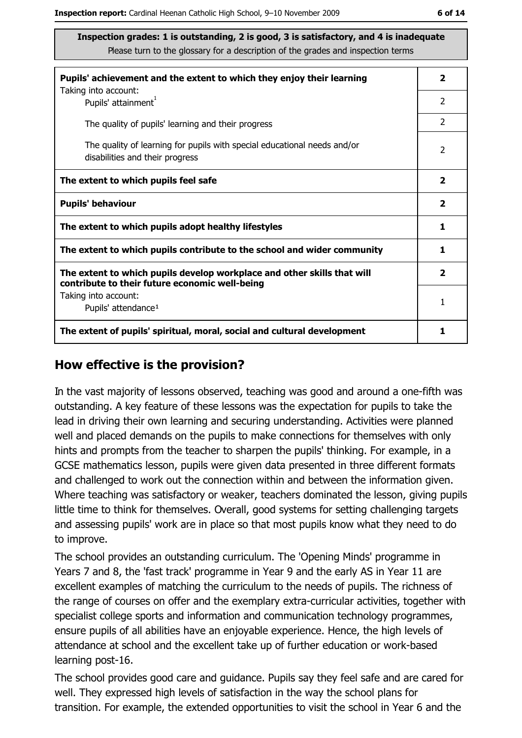Inspection grades: 1 is outstanding, 2 is good, 3 is satisfactory, and 4 is inadequate
Please turn to the glossary for a description of the grades and inspection terms

| | |
|---|---|
| **Pupils' achievement and the extent to which they enjoy their learning** | **2** |
| Taking into account: Pupils' attainment[1] | 2 |
| The quality of pupils' learning and their progress | 2 |
| The quality of learning for pupils with special educational needs and/or disabilities and their progress | 2 |
| **The extent to which pupils feel safe** | **2** |
| **Pupils' behaviour** | **2** |
| **The extent to which pupils adopt healthy lifestyles** | **1** |
| **The extent to which pupils contribute to the school and wider community** | **1** |
| **The extent to which pupils develop workplace and other skills that will contribute to their future economic well-being** | **2** |
| Taking into account: Pupils' attendance[1] | 1 |
| **The extent of pupils' spiritual, moral, social and cultural development** | **1** |

## How effective is the provision?

In the vast majority of lessons observed, teaching was good and around a one-fifth was outstanding. A key feature of these lessons was the expectation for pupils to take the lead in driving their own learning and securing understanding. Activities were planned well and placed demands on the pupils to make connections for themselves with only hints and prompts from the teacher to sharpen the pupils' thinking. For example, in a GCSE mathematics lesson, pupils were given data presented in three different formats and challenged to work out the connection within and between the information given. Where teaching was satisfactory or weaker, teachers dominated the lesson, giving pupils little time to think for themselves. Overall, good systems for setting challenging targets and assessing pupils' work are in place so that most pupils know what they need to do to improve.

The school provides an outstanding curriculum. The 'Opening Minds' programme in Years 7 and 8, the 'fast track' programme in Year 9 and the early AS in Year 11 are excellent examples of matching the curriculum to the needs of pupils. The richness of the range of courses on offer and the exemplary extra-curricular activities, together with specialist college sports and information and communication technology programmes, ensure pupils of all abilities have an enjoyable experience. Hence, the high levels of attendance at school and the excellent take up of further education or work-based learning post-16.

The school provides good care and guidance. Pupils say they feel safe and are cared for well. They expressed high levels of satisfaction in the way the school plans for transition. For example, the extended opportunities to visit the school in Year 6 and the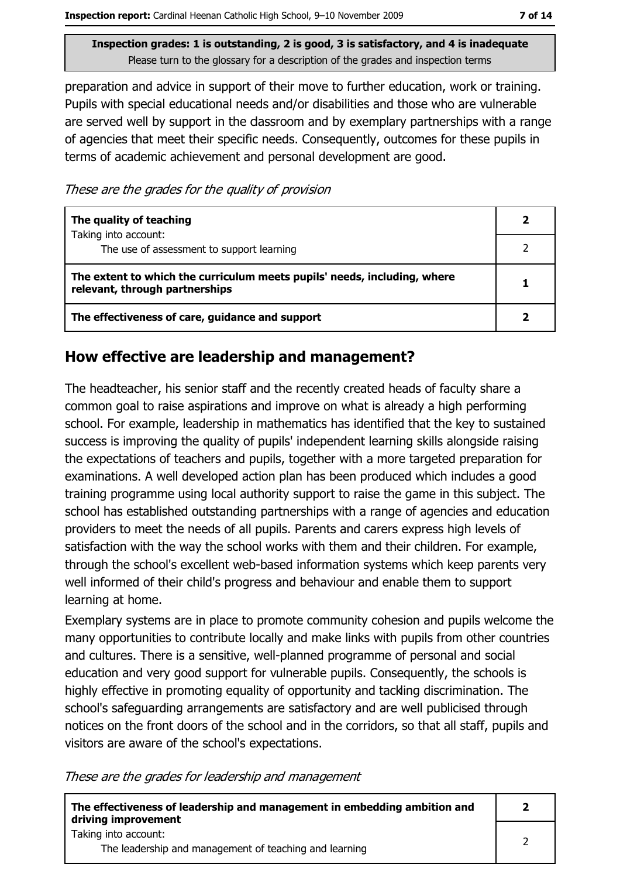**Inspection grades: 1 is outstanding, 2 is good, 3 is satisfactory, and 4 is inadequate**
Please turn to the glossary for a description of the grades and inspection terms

preparation and advice in support of their move to further education, work or training. Pupils with special educational needs and/or disabilities and those who are vulnerable are served well by support in the classroom and by exemplary partnerships with a range of agencies that meet their specific needs. Consequently, outcomes for these pupils in terms of academic achievement and personal development are good.

*These are the grades for the quality of provision*

| | |
|---|---|
| **The quality of teaching**<br>Taking into account: | **2** |
| The use of assessment to support learning | 2 |
| **The extent to which the curriculum meets pupils' needs, including, where relevant, through partnerships** | **1** |
| **The effectiveness of care, guidance and support** | **2** |

## How effective are leadership and management?

The headteacher, his senior staff and the recently created heads of faculty share a common goal to raise aspirations and improve on what is already a high performing school. For example, leadership in mathematics has identified that the key to sustained success is improving the quality of pupils' independent learning skills alongside raising the expectations of teachers and pupils, together with a more targeted preparation for examinations. A well developed action plan has been produced which includes a good training programme using local authority support to raise the game in this subject. The school has established outstanding partnerships with a range of agencies and education providers to meet the needs of all pupils. Parents and carers express high levels of satisfaction with the way the school works with them and their children. For example, through the school's excellent web-based information systems which keep parents very well informed of their child's progress and behaviour and enable them to support learning at home.

Exemplary systems are in place to promote community cohesion and pupils welcome the many opportunities to contribute locally and make links with pupils from other countries and cultures. There is a sensitive, well-planned programme of personal and social education and very good support for vulnerable pupils. Consequently, the schools is highly effective in promoting equality of opportunity and tackling discrimination. The school's safeguarding arrangements are satisfactory and are well publicised through notices on the front doors of the school and in the corridors, so that all staff, pupils and visitors are aware of the school's expectations.

*These are the grades for leadership and management*

| | |
|---|---|
| **The effectiveness of leadership and management in embedding ambition and driving improvement**<br>Taking into account: | **2** |
| The leadership and management of teaching and learning | 2 |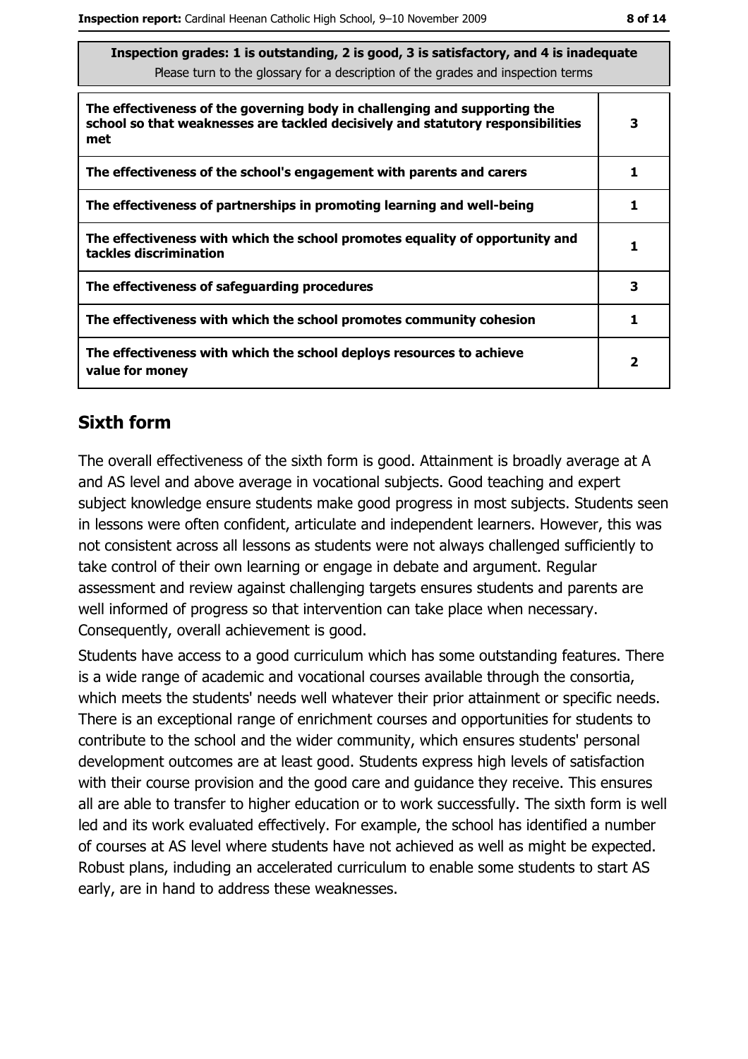| Inspection grades: 1 is outstanding, 2 is good, 3 is satisfactory, and 4 is inadequate<br>Please turn to the glossary for a description of the grades and inspection terms | |
|---|---|
| **The effectiveness of the governing body in challenging and supporting the school so that weaknesses are tackled decisively and statutory responsibilities met** | 3 |
| **The effectiveness of the school's engagement with parents and carers** | 1 |
| **The effectiveness of partnerships in promoting learning and well-being** | 1 |
| **The effectiveness with which the school promotes equality of opportunity and tackles discrimination** | 1 |
| **The effectiveness of safeguarding procedures** | 3 |
| **The effectiveness with which the school promotes community cohesion** | 1 |
| **The effectiveness with which the school deploys resources to achieve value for money** | 2 |

## Sixth form

The overall effectiveness of the sixth form is good. Attainment is broadly average at A and AS level and above average in vocational subjects. Good teaching and expert subject knowledge ensure students make good progress in most subjects. Students seen in lessons were often confident, articulate and independent learners. However, this was not consistent across all lessons as students were not always challenged sufficiently to take control of their own learning or engage in debate and argument. Regular assessment and review against challenging targets ensures students and parents are well informed of progress so that intervention can take place when necessary. Consequently, overall achievement is good.

Students have access to a good curriculum which has some outstanding features. There is a wide range of academic and vocational courses available through the consortia, which meets the students' needs well whatever their prior attainment or specific needs. There is an exceptional range of enrichment courses and opportunities for students to contribute to the school and the wider community, which ensures students' personal development outcomes are at least good. Students express high levels of satisfaction with their course provision and the good care and guidance they receive. This ensures all are able to transfer to higher education or to work successfully. The sixth form is well led and its work evaluated effectively. For example, the school has identified a number of courses at AS level where students have not achieved as well as might be expected. Robust plans, including an accelerated curriculum to enable some students to start AS early, are in hand to address these weaknesses.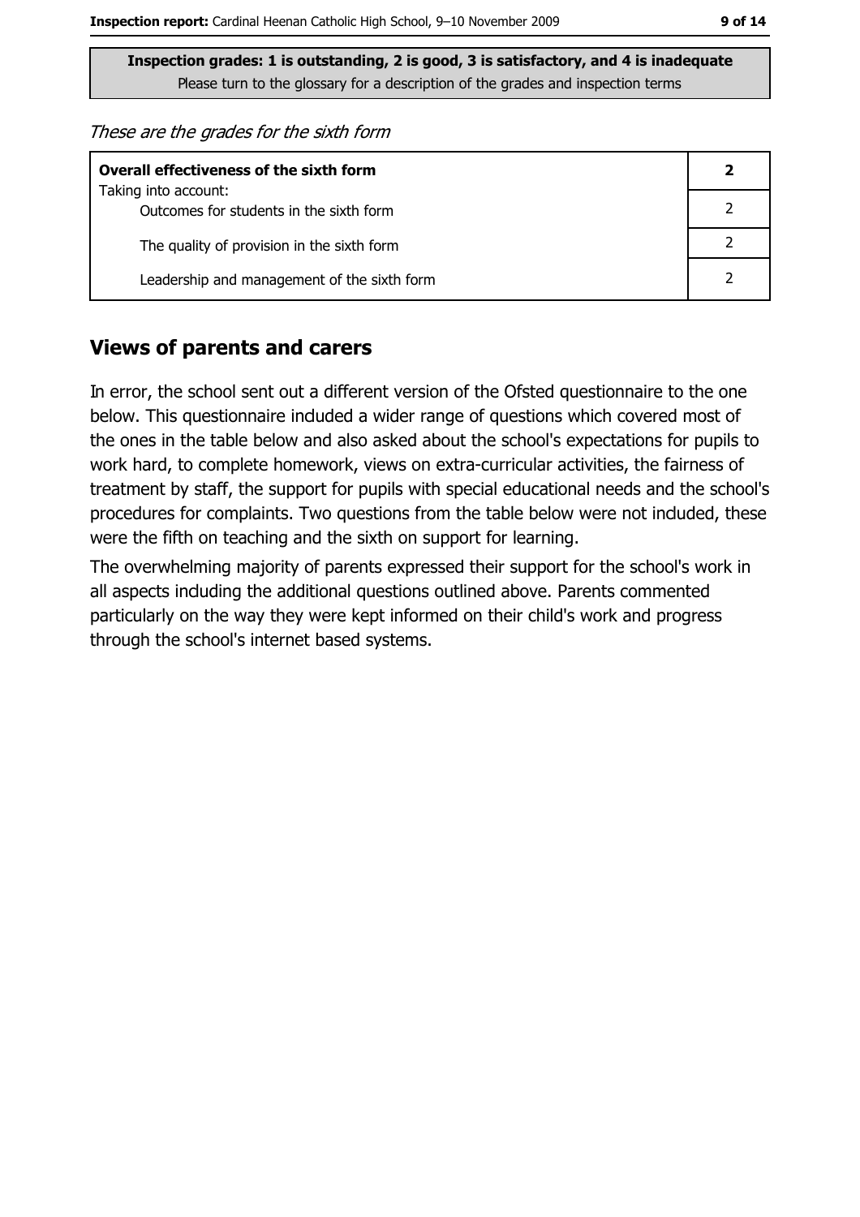**Inspection grades: 1 is outstanding, 2 is good, 3 is satisfactory, and 4 is inadequate**
Please turn to the glossary for a description of the grades and inspection terms

*These are the grades for the sixth form*

| **Overall effectiveness of the sixth form** | **2** |
|---|---|
| Taking into account: Outcomes for students in the sixth form | 2 |
| The quality of provision in the sixth form | 2 |
| Leadership and management of the sixth form | 2 |

## Views of parents and carers

In error, the school sent out a different version of the Ofsted questionnaire to the one below. This questionnaire included a wider range of questions which covered most of the ones in the table below and also asked about the school's expectations for pupils to work hard, to complete homework, views on extra-curricular activities, the fairness of treatment by staff, the support for pupils with special educational needs and the school's procedures for complaints. Two questions from the table below were not included, these were the fifth on teaching and the sixth on support for learning.

The overwhelming majority of parents expressed their support for the school's work in all aspects including the additional questions outlined above. Parents commented particularly on the way they were kept informed on their child's work and progress through the school's internet based systems.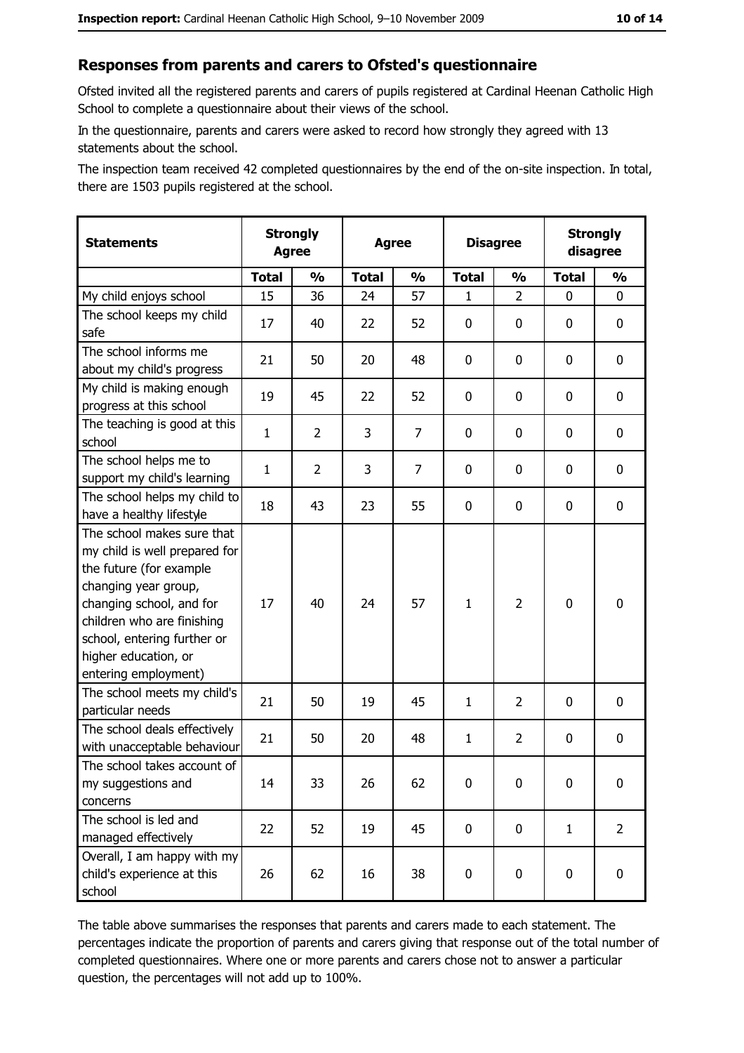## Responses from parents and carers to Ofsted's questionnaire

Ofsted invited all the registered parents and carers of pupils registered at Cardinal Heenan Catholic High School to complete a questionnaire about their views of the school.

In the questionnaire, parents and carers were asked to record how strongly they agreed with 13 statements about the school.

The inspection team received 42 completed questionnaires by the end of the on-site inspection. In total, there are 1503 pupils registered at the school.

| Statements | Strongly Agree | | Agree | | Disagree | | Strongly disagree | |
|---|---|---|---|---|---|---|---|---|
| | Total | % | Total | % | Total | % | Total | % |
| My child enjoys school | 15 | 36 | 24 | 57 | 1 | 2 | 0 | 0 |
| The school keeps my child safe | 17 | 40 | 22 | 52 | 0 | 0 | 0 | 0 |
| The school informs me about my child's progress | 21 | 50 | 20 | 48 | 0 | 0 | 0 | 0 |
| My child is making enough progress at this school | 19 | 45 | 22 | 52 | 0 | 0 | 0 | 0 |
| The teaching is good at this school | 1 | 2 | 3 | 7 | 0 | 0 | 0 | 0 |
| The school helps me to support my child's learning | 1 | 2 | 3 | 7 | 0 | 0 | 0 | 0 |
| The school helps my child to have a healthy lifestyle | 18 | 43 | 23 | 55 | 0 | 0 | 0 | 0 |
| The school makes sure that my child is well prepared for the future (for example changing year group, changing school, and for children who are finishing school, entering further or higher education, or entering employment) | 17 | 40 | 24 | 57 | 1 | 2 | 0 | 0 |
| The school meets my child's particular needs | 21 | 50 | 19 | 45 | 1 | 2 | 0 | 0 |
| The school deals effectively with unacceptable behaviour | 21 | 50 | 20 | 48 | 1 | 2 | 0 | 0 |
| The school takes account of my suggestions and concerns | 14 | 33 | 26 | 62 | 0 | 0 | 0 | 0 |
| The school is led and managed effectively | 22 | 52 | 19 | 45 | 0 | 0 | 1 | 2 |
| Overall, I am happy with my child's experience at this school | 26 | 62 | 16 | 38 | 0 | 0 | 0 | 0 |

The table above summarises the responses that parents and carers made to each statement. The percentages indicate the proportion of parents and carers giving that response out of the total number of completed questionnaires. Where one or more parents and carers chose not to answer a particular question, the percentages will not add up to 100%.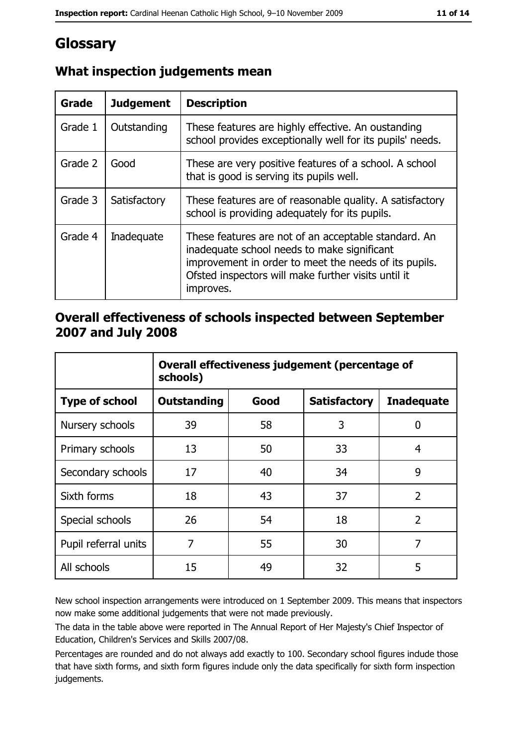# Glossary

## What inspection judgements mean

| Grade | Judgement | Description |
| --- | --- | --- |
| Grade 1 | Outstanding | These features are highly effective. An oustanding school provides exceptionally well for its pupils' needs. |
| Grade 2 | Good | These are very positive features of a school. A school that is good is serving its pupils well. |
| Grade 3 | Satisfactory | These features are of reasonable quality. A satisfactory school is providing adequately for its pupils. |
| Grade 4 | Inadequate | These features are not of an acceptable standard. An inadequate school needs to make significant improvement in order to meet the needs of its pupils. Ofsted inspectors will make further visits until it improves. |

## Overall effectiveness of schools inspected between September 2007 and July 2008

| | Overall effectiveness judgement (percentage of schools) | | | |
| --- | --- | --- | --- | --- |
| **Type of school** | **Outstanding** | **Good** | **Satisfactory** | **Inadequate** |
| Nursery schools | 39 | 58 | 3 | 0 |
| Primary schools | 13 | 50 | 33 | 4 |
| Secondary schools | 17 | 40 | 34 | 9 |
| Sixth forms | 18 | 43 | 37 | 2 |
| Special schools | 26 | 54 | 18 | 2 |
| Pupil referral units | 7 | 55 | 30 | 7 |
| All schools | 15 | 49 | 32 | 5 |

New school inspection arrangements were introduced on 1 September 2009. This means that inspectors now make some additional judgements that were not made previously.

The data in the table above were reported in The Annual Report of Her Majesty's Chief Inspector of Education, Children's Services and Skills 2007/08.

Percentages are rounded and do not always add exactly to 100. Secondary school figures include those that have sixth forms, and sixth form figures include only the data specifically for sixth form inspection judgements.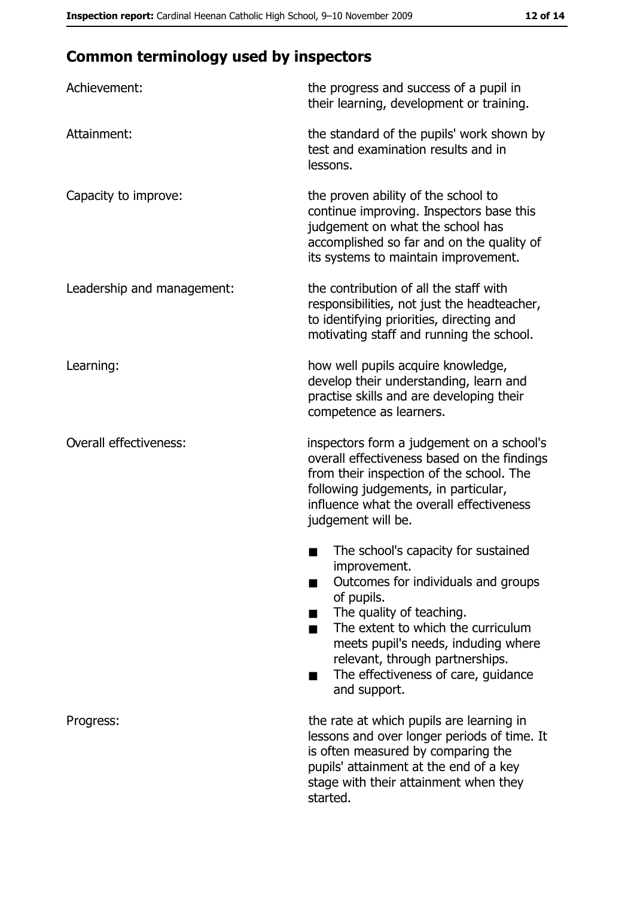## Common terminology used by inspectors

| | |
|---|---|
| Achievement: | the progress and success of a pupil in their learning, development or training. |
| Attainment: | the standard of the pupils' work shown by test and examination results and in lessons. |
| Capacity to improve: | the proven ability of the school to continue improving. Inspectors base this judgement on what the school has accomplished so far and on the quality of its systems to maintain improvement. |
| Leadership and management: | the contribution of all the staff with responsibilities, not just the headteacher, to identifying priorities, directing and motivating staff and running the school. |
| Learning: | how well pupils acquire knowledge, develop their understanding, learn and practise skills and are developing their competence as learners. |
| Overall effectiveness: | inspectors form a judgement on a school's overall effectiveness based on the findings from their inspection of the school. The following judgements, in particular, influence what the overall effectiveness judgement will be.<br>■ The school's capacity for sustained improvement.<br>■ Outcomes for individuals and groups of pupils.<br>■ The quality of teaching.<br>■ The extent to which the curriculum meets pupil's needs, including where relevant, through partnerships.<br>■ The effectiveness of care, guidance and support. |
| Progress: | the rate at which pupils are learning in lessons and over longer periods of time. It is often measured by comparing the pupils' attainment at the end of a key stage with their attainment when they started. |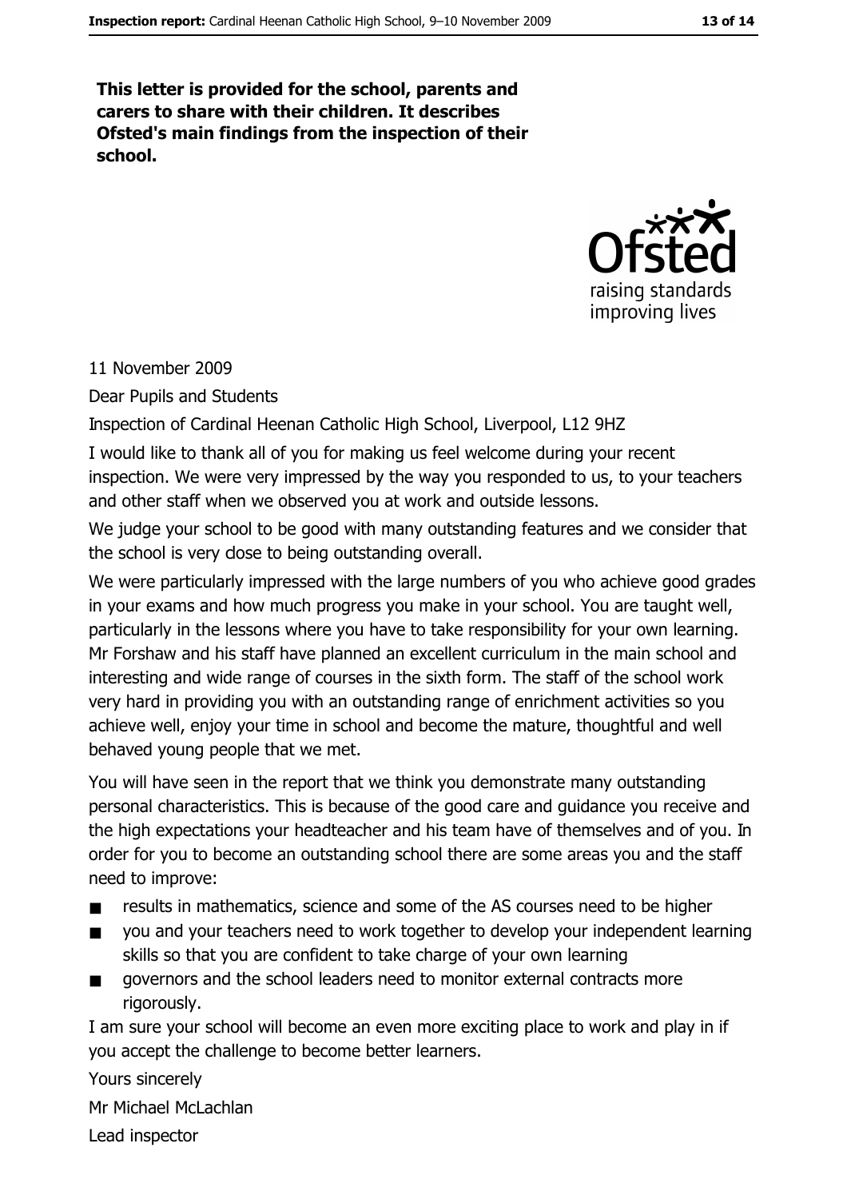**This letter is provided for the school, parents and carers to share with their children. It describes Ofsted's main findings from the inspection of their school.**

11 November 2009

Dear Pupils and Students

Inspection of Cardinal Heenan Catholic High School, Liverpool, L12 9HZ

I would like to thank all of you for making us feel welcome during your recent inspection. We were very impressed by the way you responded to us, to your teachers and other staff when we observed you at work and outside lessons.

We judge your school to be good with many outstanding features and we consider that the school is very dose to being outstanding overall.

We were particularly impressed with the large numbers of you who achieve good grades in your exams and how much progress you make in your school. You are taught well, particularly in the lessons where you have to take responsibility for your own learning. Mr Forshaw and his staff have planned an excellent curriculum in the main school and interesting and wide range of courses in the sixth form. The staff of the school work very hard in providing you with an outstanding range of enrichment activities so you achieve well, enjoy your time in school and become the mature, thoughtful and well behaved young people that we met.

You will have seen in the report that we think you demonstrate many outstanding personal characteristics. This is because of the good care and guidance you receive and the high expectations your headteacher and his team have of themselves and of you. In order for you to become an outstanding school there are some areas you and the staff need to improve:

- results in mathematics, science and some of the AS courses need to be higher
- you and your teachers need to work together to develop your independent learning skills so that you are confident to take charge of your own learning
- governors and the school leaders need to monitor external contracts more rigorously.

I am sure your school will become an even more exciting place to work and play in if you accept the challenge to become better learners.

Yours sincerely

Mr Michael McLachlan

Lead inspector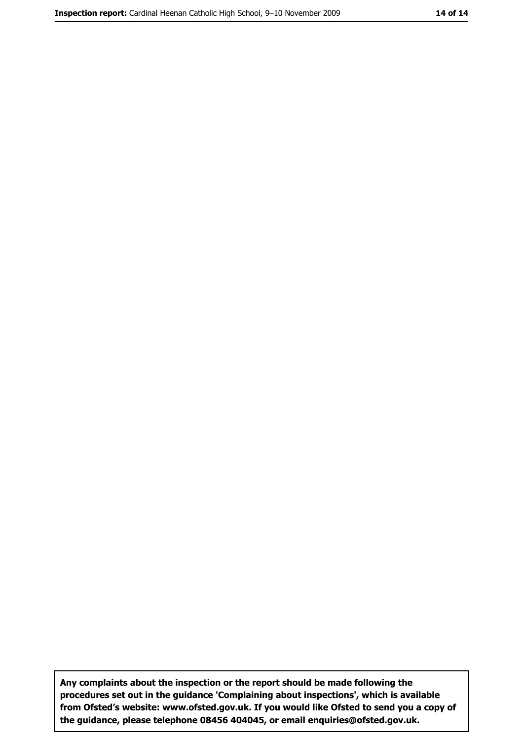**Any complaints about the inspection or the report should be made following the procedures set out in the guidance 'Complaining about inspections', which is available from Ofsted's website: www.ofsted.gov.uk. If you would like Ofsted to send you a copy of the guidance, please telephone 08456 404045, or email enquiries@ofsted.gov.uk.**